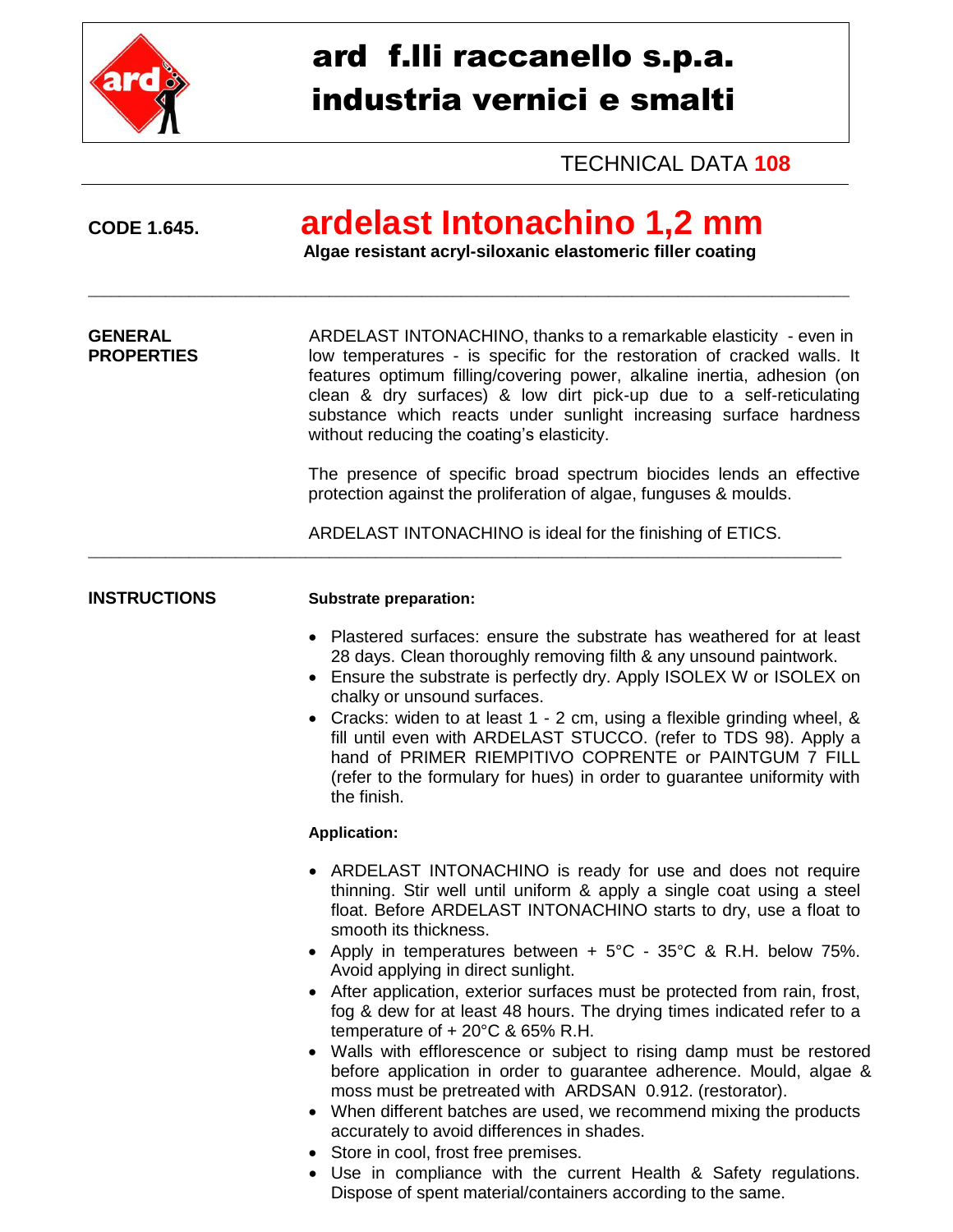# ard f.lli raccanello s.p.a.
# industria vernici e smalti

TECHNICAL DATA **108**

**CODE 1.645.**

## ardelast Intonachino 1,2 mm

**Algae resistant acryl-siloxanic elastomeric filler coating**

---

**GENERAL PROPERTIES**

ARDELAST INTONACHINO, thanks to a remarkable elasticity - even in low temperatures - is specific for the restoration of cracked walls. It features optimum filling/covering power, alkaline inertia, adhesion (on clean & dry surfaces) & low dirt pick-up due to a self-reticulating substance which reacts under sunlight increasing surface hardness without reducing the coating's elasticity.

The presence of specific broad spectrum biocides lends an effective protection against the proliferation of algae, funguses & moulds.

ARDELAST INTONACHINO is ideal for the finishing of ETICS.

---

**INSTRUCTIONS**

**Substrate preparation:**

- Plastered surfaces: ensure the substrate has weathered for at least 28 days. Clean thoroughly removing filth & any unsound paintwork.
- Ensure the substrate is perfectly dry. Apply ISOLEX W or ISOLEX on chalky or unsound surfaces.
- Cracks: widen to at least 1 - 2 cm, using a flexible grinding wheel, & fill until even with ARDELAST STUCCO. (refer to TDS 98). Apply a hand of PRIMER RIEMPITIVO COPRENTE or PAINTGUM 7 FILL (refer to the formulary for hues) in order to guarantee uniformity with the finish.

**Application:**

- ARDELAST INTONACHINO is ready for use and does not require thinning. Stir well until uniform & apply a single coat using a steel float. Before ARDELAST INTONACHINO starts to dry, use a float to smooth its thickness.
- Apply in temperatures between + 5°C - 35°C & R.H. below 75%. Avoid applying in direct sunlight.
- After application, exterior surfaces must be protected from rain, frost, fog & dew for at least 48 hours. The drying times indicated refer to a temperature of + 20°C & 65% R.H.
- Walls with efflorescence or subject to rising damp must be restored before application in order to guarantee adherence. Mould, algae & moss must be pretreated with ARDSAN 0.912. (restorator).
- When different batches are used, we recommend mixing the products accurately to avoid differences in shades.
- Store in cool, frost free premises.
- Use in compliance with the current Health & Safety regulations. Dispose of spent material/containers according to the same.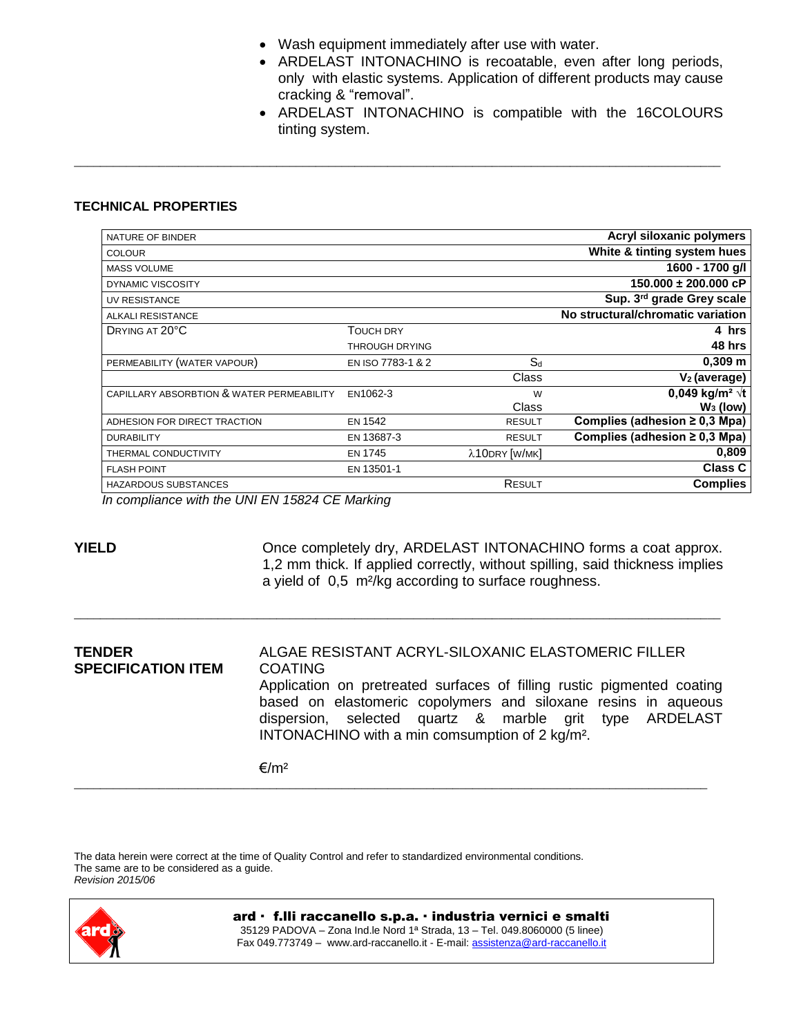- Wash equipment immediately after use with water.
- ARDELAST INTONACHINO is recoatable, even after long periods, only with elastic systems. Application of different products may cause cracking & "removal".
- ARDELAST INTONACHINO is compatible with the 16COLOURS tinting system.

---

## TECHNICAL PROPERTIES

| | | | |
|---|---|---|---|
| NATURE OF BINDER | | | **Acryl siloxanic polymers** |
| COLOUR | | | **White & tinting system hues** |
| MASS VOLUME | | | **1600 - 1700 g/l** |
| DYNAMIC VISCOSITY | | | **150.000 ± 200.000 cP** |
| UV RESISTANCE | | | **Sup. 3rd grade Grey scale** |
| ALKALI RESISTANCE | | | **No structural/chromatic variation** |
| DRYING AT 20°C | TOUCH DRY | | **4 hrs** |
| | THROUGH DRYING | | **48 hrs** |
| PERMEABILITY (WATER VAPOUR) | EN ISO 7783-1 & 2 | $S_d$ | **0,309 m** |
| | | Class | **$V_2$ (average)** |
| CAPILLARY ABSORBTION & WATER PERMEABILITY | EN1062-3 | W | **0,049 kg/m² √t** |
| | | Class | **$W_3$ (low)** |
| ADHESION FOR DIRECT TRACTION | EN 1542 | RESULT | **Complies (adhesion ≥ 0,3 Mpa)** |
| DURABILITY | EN 13687-3 | RESULT | **Complies (adhesion ≥ 0,3 Mpa)** |
| THERMAL CONDUCTIVITY | EN 1745 | $\lambda$10DRY [W/MK] | **0,809** |
| FLASH POINT | EN 13501-1 | | **Class C** |
| HAZARDOUS SUBSTANCES | | RESULT | **Complies** |

*In compliance with the UNI EN 15824 CE Marking*

**YIELD**

Once completely dry, ARDELAST INTONACHINO forms a coat approx. 1,2 mm thick. If applied correctly, without spilling, said thickness implies a yield of 0,5 m²/kg according to surface roughness.

---

**TENDER SPECIFICATION ITEM**

ALGAE RESISTANT ACRYL-SILOXANIC ELASTOMERIC FILLER COATING

Application on pretreated surfaces of filling rustic pigmented coating based on elastomeric copolymers and siloxane resins in aqueous dispersion, selected quartz & marble grit type ARDELAST INTONACHINO with a min comsumption of 2 kg/m².

€/m²

---

The data herein were correct at the time of Quality Control and refer to standardized environmental conditions.
The same are to be considered as a guide.
*Revision 2015/06*

**ard · f.lli raccanello s.p.a. · industria vernici e smalti**
35129 PADOVA – Zona Ind.le Nord 1ª Strada, 13 – Tel. 049.8060000 (5 linee)
Fax 049.773749 – www.ard-raccanello.it - E-mail: assistenza@ard-raccanello.it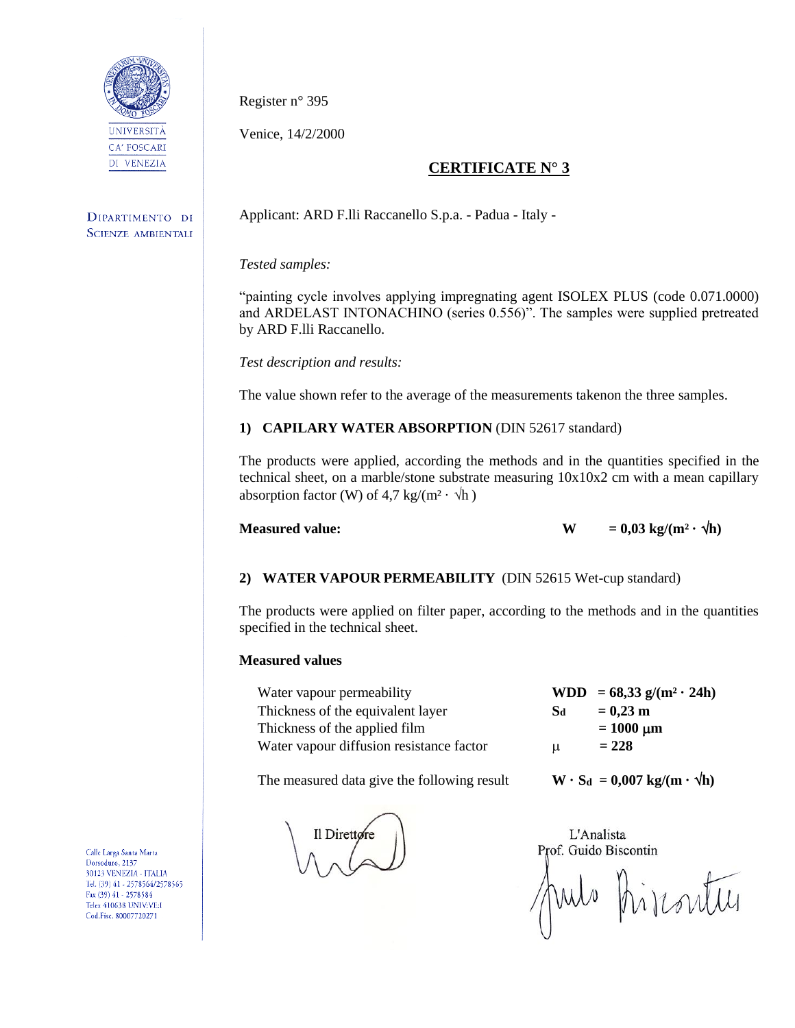UNIVERSITÀ
CA' FOSCARI
DI VENEZIA

DIPARTIMENTO DI SCIENZE AMBIENTALI

Register n° 395

Venice, 14/2/2000

# CERTIFICATE N° 3

Applicant: ARD F.lli Raccanello S.p.a. - Padua - Italy -

*Tested samples:*

"painting cycle involves applying impregnating agent ISOLEX PLUS (code 0.071.0000) and ARDELAST INTONACHINO (series 0.556)". The samples were supplied pretreated by ARD F.lli Raccanello.

*Test description and results:*

The value shown refer to the average of the measurements takenon the three samples.

## 1) CAPILARY WATER ABSORPTION (DIN 52617 standard)

The products were applied, according the methods and in the quantities specified in the technical sheet, on a marble/stone substrate measuring 10x10x2 cm with a mean capillary absorption factor (W) of 4,7 $kg/(m^2 \cdot \sqrt{h})$

**Measured value:** **$W = 0{,}03\ kg/(m^2 \cdot \sqrt{h})$**

## 2) WATER VAPOUR PERMEABILITY (DIN 52615 Wet-cup standard)

The products were applied on filter paper, according to the methods and in the quantities specified in the technical sheet.

**Measured values**

| | | |
|---|---|---|
| Water vapour permeability | **WDD** | **$= 68{,}33\ g/(m^2 \cdot 24h)$** |
| Thickness of the equivalent layer | **$S_d$** | **$= 0{,}23\ m$** |
| Thickness of the applied film | | **$= 1000\ \mu m$** |
| Water vapour diffusion resistance factor | $\mu$ | **$= 228$** |

The measured data give the following result **$W \cdot S_d = 0{,}007\ kg/(m \cdot \sqrt{h})$**

Il Direttore

L'Analista
Prof. Guido Biscontin

Calle Larga Santa Marta
Dorsoduro, 2137
30123 VENEZIA - ITALIA
Tel. (39) 41 - 2578564/2578565
Fax (39) 41 - 2578584
Telex 410638 UNIV:VE:I
Cod.Fisc. 80007720271